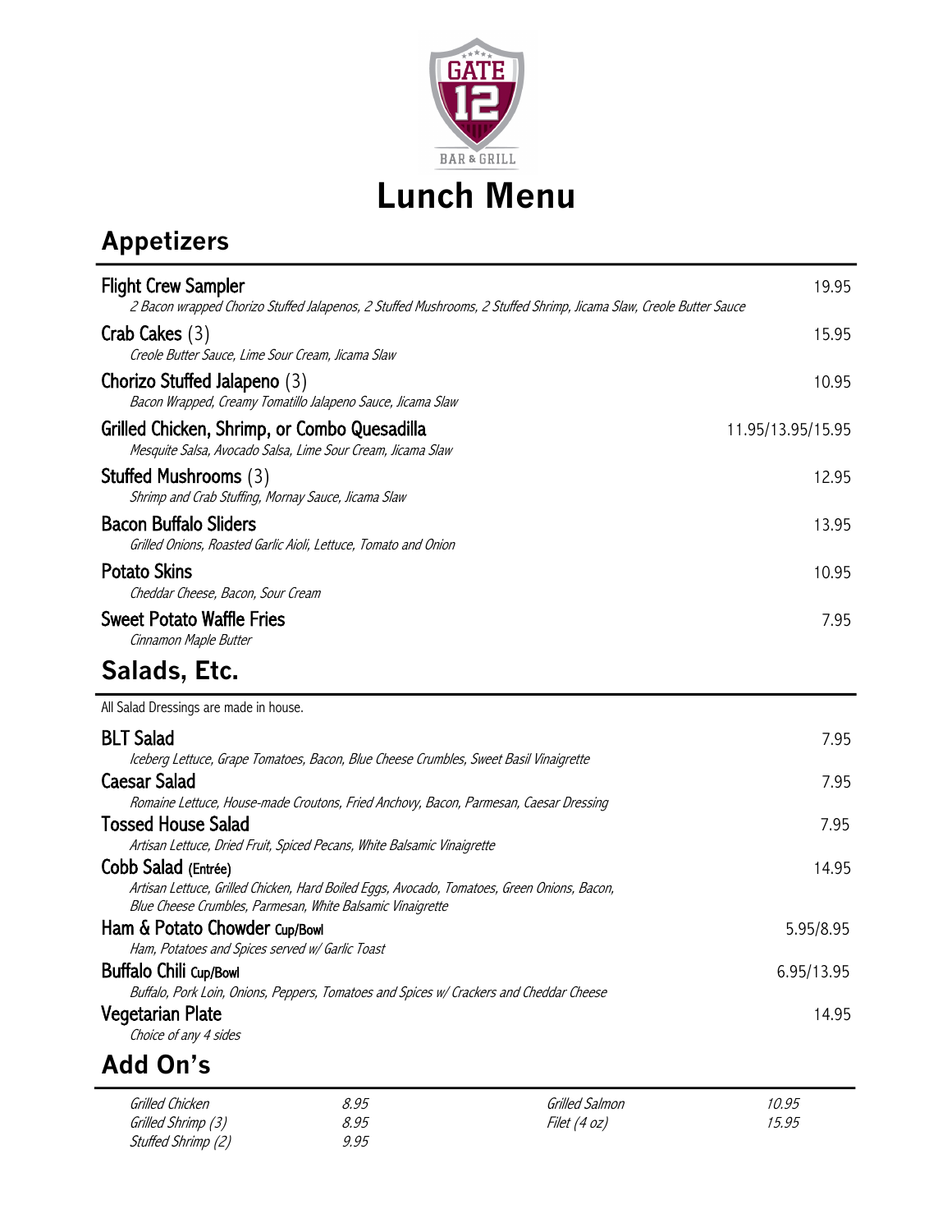# Lunch Menu

## Appetizers

**Flight Crew Sampler** — 19.95
*2 Bacon wrapped Chorizo Stuffed Jalapenos, 2 Stuffed Mushrooms, 2 Stuffed Shrimp, Jicama Slaw, Creole Butter Sauce*

**Crab Cakes** (3) — 15.95
*Creole Butter Sauce, Lime Sour Cream, Jicama Slaw*

**Chorizo Stuffed Jalapeno** (3) — 10.95
*Bacon Wrapped, Creamy Tomatillo Jalapeno Sauce, Jicama Slaw*

**Grilled Chicken, Shrimp, or Combo Quesadilla** — 11.95/13.95/15.95
*Mesquite Salsa, Avocado Salsa, Lime Sour Cream, Jicama Slaw*

**Stuffed Mushrooms** (3) — 12.95
*Shrimp and Crab Stuffing, Mornay Sauce, Jicama Slaw*

**Bacon Buffalo Sliders** — 13.95
*Grilled Onions, Roasted Garlic Aioli, Lettuce, Tomato and Onion*

**Potato Skins** — 10.95
*Cheddar Cheese, Bacon, Sour Cream*

**Sweet Potato Waffle Fries** — 7.95
*Cinnamon Maple Butter*

## Salads, Etc.

All Salad Dressings are made in house.

**BLT Salad** — 7.95
*Iceberg Lettuce, Grape Tomatoes, Bacon, Blue Cheese Crumbles, Sweet Basil Vinaigrette*

**Caesar Salad** — 7.95
*Romaine Lettuce, House-made Croutons, Fried Anchovy, Bacon, Parmesan, Caesar Dressing*

**Tossed House Salad** — 7.95
*Artisan Lettuce, Dried Fruit, Spiced Pecans, White Balsamic Vinaigrette*

**Cobb Salad** (Entrée) — 14.95
*Artisan Lettuce, Grilled Chicken, Hard Boiled Eggs, Avocado, Tomatoes, Green Onions, Bacon, Blue Cheese Crumbles, Parmesan, White Balsamic Vinaigrette*

**Ham & Potato Chowder** Cup/Bowl — 5.95/8.95
*Ham, Potatoes and Spices served w/ Garlic Toast*

**Buffalo Chili** Cup/Bowl — 6.95/13.95
*Buffalo, Pork Loin, Onions, Peppers, Tomatoes and Spices w/ Crackers and Cheddar Cheese*

**Vegetarian Plate** — 14.95
*Choice of any 4 sides*

## Add On's

| | | | |
|---|---|---|---|
| *Grilled Chicken* | *8.95* | *Grilled Salmon* | *10.95* |
| *Grilled Shrimp (3)* | *8.95* | *Filet (4 oz)* | *15.95* |
| *Stuffed Shrimp (2)* | *9.95* | | |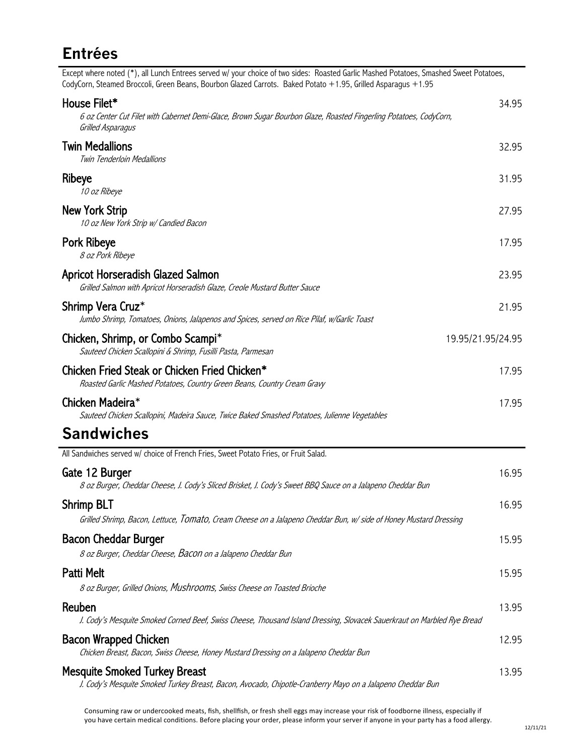## Entrées

Except where noted (*), all Lunch Entrees served w/ your choice of two sides: Roasted Garlic Mashed Potatoes, Smashed Sweet Potatoes, CodyCorn, Steamed Broccoli, Green Beans, Bourbon Glazed Carrots. Baked Potato +1.95, Grilled Asparagus +1.95

**House Filet*** 34.95
*6 oz Center Cut Filet with Cabernet Demi-Glace, Brown Sugar Bourbon Glaze, Roasted Fingerling Potatoes, CodyCorn, Grilled Asparagus*

**Twin Medallions** 32.95
*Twin Tenderloin Medallions*

**Ribeye** 31.95
*10 oz Ribeye*

**New York Strip** 27.95
*10 oz New York Strip w/ Candied Bacon*

**Pork Ribeye** 17.95
*8 oz Pork Ribeye*

**Apricot Horseradish Glazed Salmon** 23.95
*Grilled Salmon with Apricot Horseradish Glaze, Creole Mustard Butter Sauce*

**Shrimp Vera Cruz*** 21.95
*Jumbo Shrimp, Tomatoes, Onions, Jalapenos and Spices, served on Rice Pilaf, w/Garlic Toast*

**Chicken, Shrimp, or Combo Scampi*** 19.95/21.95/24.95
*Sauteed Chicken Scallopini & Shrimp, Fusilli Pasta, Parmesan*

**Chicken Fried Steak or Chicken Fried Chicken*** 17.95
*Roasted Garlic Mashed Potatoes, Country Green Beans, Country Cream Gravy*

**Chicken Madeira*** 17.95
*Sauteed Chicken Scallopini, Madeira Sauce, Twice Baked Smashed Potatoes, Julienne Vegetables*

## Sandwiches

All Sandwiches served w/ choice of French Fries, Sweet Potato Fries, or Fruit Salad.

**Gate 12 Burger** 16.95
*8 oz Burger, Cheddar Cheese, J. Cody's Sliced Brisket, J. Cody's Sweet BBQ Sauce on a Jalapeno Cheddar Bun*

**Shrimp BLT** 16.95
*Grilled Shrimp, Bacon, Lettuce, Tomato, Cream Cheese on a Jalapeno Cheddar Bun, w/ side of Honey Mustard Dressing*

**Bacon Cheddar Burger** 15.95
*8 oz Burger, Cheddar Cheese, Bacon on a Jalapeno Cheddar Bun*

**Patti Melt** 15.95
*8 oz Burger, Grilled Onions, Mushrooms, Swiss Cheese on Toasted Brioche*

**Reuben** 13.95
*J. Cody's Mesquite Smoked Corned Beef, Swiss Cheese, Thousand Island Dressing, Slovacek Sauerkraut on Marbled Rye Bread*

**Bacon Wrapped Chicken** 12.95
*Chicken Breast, Bacon, Swiss Cheese, Honey Mustard Dressing on a Jalapeno Cheddar Bun*

**Mesquite Smoked Turkey Breast** 13.95
*J. Cody's Mesquite Smoked Turkey Breast, Bacon, Avocado, Chipotle-Cranberry Mayo on a Jalapeno Cheddar Bun*

Consuming raw or undercooked meats, fish, shellfish, or fresh shell eggs may increase your risk of foodborne illness, especially if you have certain medical conditions. Before placing your order, please inform your server if anyone in your party has a food allergy.

12/11/21